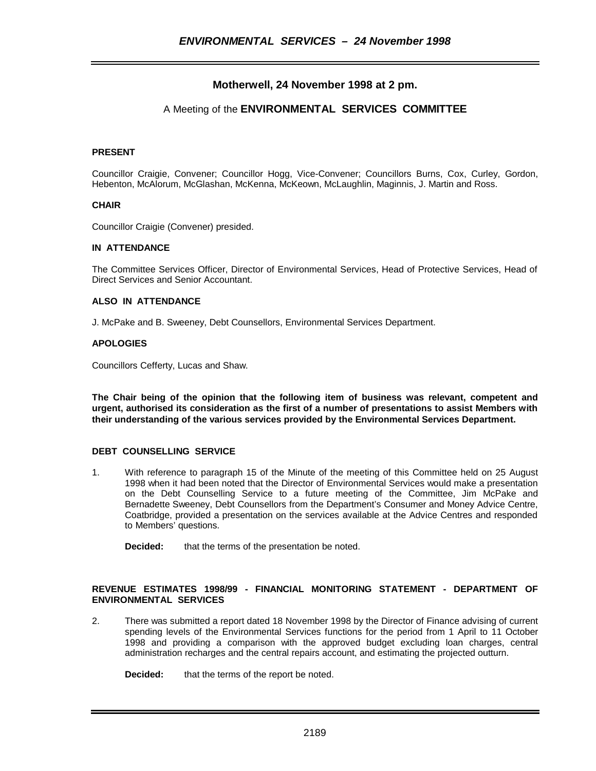## Motherwell, 24 November 1998 at 2 pm.

A Meeting of the **ENVIRONMENTAL SERVICES COMMITTEE**

**PRESENT**

Councillor Craigie, Convener; Councillor Hogg, Vice-Convener; Councillors Burns, Cox, Curley, Gordon, Hebenton, McAlorum, McGlashan, McKenna, McKeown, McLaughlin, Maginnis, J. Martin and Ross.

**CHAIR**

Councillor Craigie (Convener) presided.

**IN ATTENDANCE**

The Committee Services Officer, Director of Environmental Services, Head of Protective Services, Head of Direct Services and Senior Accountant.

**ALSO IN ATTENDANCE**

J. McPake and B. Sweeney, Debt Counsellors, Environmental Services Department.

**APOLOGIES**

Councillors Cefferty, Lucas and Shaw.

**The Chair being of the opinion that the following item of business was relevant, competent and urgent, authorised its consideration as the first of a number of presentations to assist Members with their understanding of the various services provided by the Environmental Services Department.**

**DEBT COUNSELLING SERVICE**

1. With reference to paragraph 15 of the Minute of the meeting of this Committee held on 25 August 1998 when it had been noted that the Director of Environmental Services would make a presentation on the Debt Counselling Service to a future meeting of the Committee, Jim McPake and Bernadette Sweeney, Debt Counsellors from the Department's Consumer and Money Advice Centre, Coatbridge, provided a presentation on the services available at the Advice Centres and responded to Members' questions.

   **Decided:** that the terms of the presentation be noted.

**REVENUE ESTIMATES 1998/99 - FINANCIAL MONITORING STATEMENT - DEPARTMENT OF ENVIRONMENTAL SERVICES**

2. There was submitted a report dated 18 November 1998 by the Director of Finance advising of current spending levels of the Environmental Services functions for the period from 1 April to 11 October 1998 and providing a comparison with the approved budget excluding loan charges, central administration recharges and the central repairs account, and estimating the projected outturn.

   **Decided:** that the terms of the report be noted.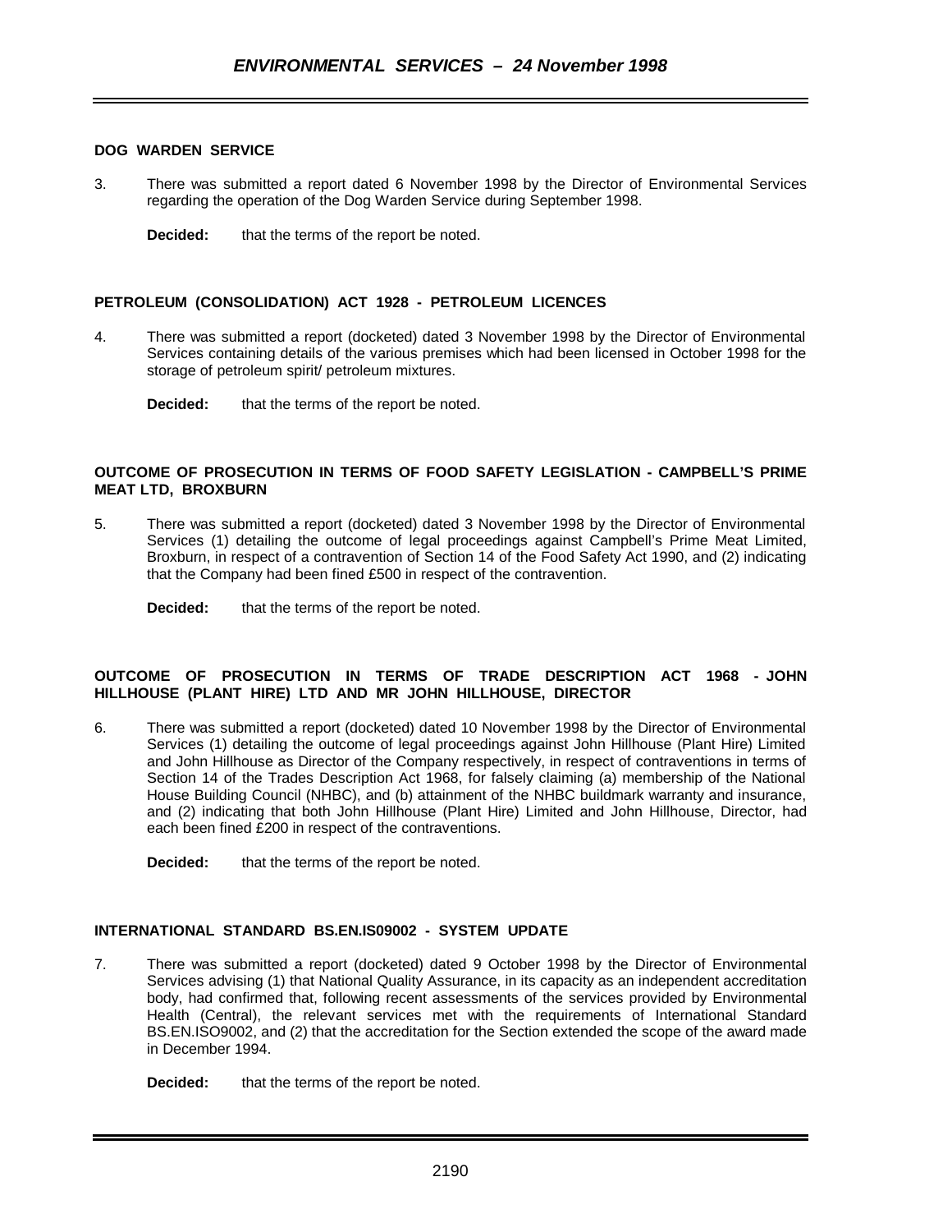### DOG WARDEN SERVICE

3. There was submitted a report dated 6 November 1998 by the Director of Environmental Services regarding the operation of the Dog Warden Service during September 1998.

    **Decided:** that the terms of the report be noted.

### PETROLEUM (CONSOLIDATION) ACT 1928 - PETROLEUM LICENCES

4. There was submitted a report (docketed) dated 3 November 1998 by the Director of Environmental Services containing details of the various premises which had been licensed in October 1998 for the storage of petroleum spirit/ petroleum mixtures.

    **Decided:** that the terms of the report be noted.

### OUTCOME OF PROSECUTION IN TERMS OF FOOD SAFETY LEGISLATION - CAMPBELL'S PRIME MEAT LTD, BROXBURN

5. There was submitted a report (docketed) dated 3 November 1998 by the Director of Environmental Services (1) detailing the outcome of legal proceedings against Campbell's Prime Meat Limited, Broxburn, in respect of a contravention of Section 14 of the Food Safety Act 1990, and (2) indicating that the Company had been fined £500 in respect of the contravention.

    **Decided:** that the terms of the report be noted.

### OUTCOME OF PROSECUTION IN TERMS OF TRADE DESCRIPTION ACT 1968 - JOHN HILLHOUSE (PLANT HIRE) LTD AND MR JOHN HILLHOUSE, DIRECTOR

6. There was submitted a report (docketed) dated 10 November 1998 by the Director of Environmental Services (1) detailing the outcome of legal proceedings against John Hillhouse (Plant Hire) Limited and John Hillhouse as Director of the Company respectively, in respect of contraventions in terms of Section 14 of the Trades Description Act 1968, for falsely claiming (a) membership of the National House Building Council (NHBC), and (b) attainment of the NHBC buildmark warranty and insurance, and (2) indicating that both John Hillhouse (Plant Hire) Limited and John Hillhouse, Director, had each been fined £200 in respect of the contraventions.

    **Decided:** that the terms of the report be noted.

### INTERNATIONAL STANDARD BS.EN.IS09002 - SYSTEM UPDATE

7. There was submitted a report (docketed) dated 9 October 1998 by the Director of Environmental Services advising (1) that National Quality Assurance, in its capacity as an independent accreditation body, had confirmed that, following recent assessments of the services provided by Environmental Health (Central), the relevant services met with the requirements of International Standard BS.EN.ISO9002, and (2) that the accreditation for the Section extended the scope of the award made in December 1994.

    **Decided:** that the terms of the report be noted.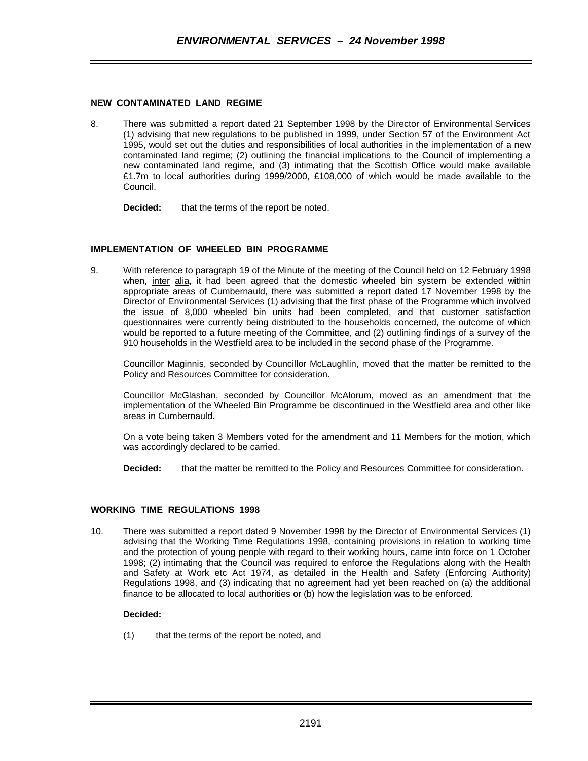### NEW CONTAMINATED LAND REGIME

8. There was submitted a report dated 21 September 1998 by the Director of Environmental Services (1) advising that new regulations to be published in 1999, under Section 57 of the Environment Act 1995, would set out the duties and responsibilities of local authorities in the implementation of a new contaminated land regime; (2) outlining the financial implications to the Council of implementing a new contaminated land regime, and (3) intimating that the Scottish Office would make available £1.7m to local authorities during 1999/2000, £108,000 of which would be made available to the Council.

   **Decided:** that the terms of the report be noted.

### IMPLEMENTATION OF WHEELED BIN PROGRAMME

9. With reference to paragraph 19 of the Minute of the meeting of the Council held on 12 February 1998 when, inter alia, it had been agreed that the domestic wheeled bin system be extended within appropriate areas of Cumbernauld, there was submitted a report dated 17 November 1998 by the Director of Environmental Services (1) advising that the first phase of the Programme which involved the issue of 8,000 wheeled bin units had been completed, and that customer satisfaction questionnaires were currently being distributed to the households concerned, the outcome of which would be reported to a future meeting of the Committee, and (2) outlining findings of a survey of the 910 households in the Westfield area to be included in the second phase of the Programme.

   Councillor Maginnis, seconded by Councillor McLaughlin, moved that the matter be remitted to the Policy and Resources Committee for consideration.

   Councillor McGlashan, seconded by Councillor McAlorum, moved as an amendment that the implementation of the Wheeled Bin Programme be discontinued in the Westfield area and other like areas in Cumbernauld.

   On a vote being taken 3 Members voted for the amendment and 11 Members for the motion, which was accordingly declared to be carried.

   **Decided:** that the matter be remitted to the Policy and Resources Committee for consideration.

### WORKING TIME REGULATIONS 1998

10. There was submitted a report dated 9 November 1998 by the Director of Environmental Services (1) advising that the Working Time Regulations 1998, containing provisions in relation to working time and the protection of young people with regard to their working hours, came into force on 1 October 1998; (2) intimating that the Council was required to enforce the Regulations along with the Health and Safety at Work etc Act 1974, as detailed in the Health and Safety (Enforcing Authority) Regulations 1998, and (3) indicating that no agreement had yet been reached on (a) the additional finance to be allocated to local authorities or (b) how the legislation was to be enforced.

   **Decided:**

   (1) that the terms of the report be noted, and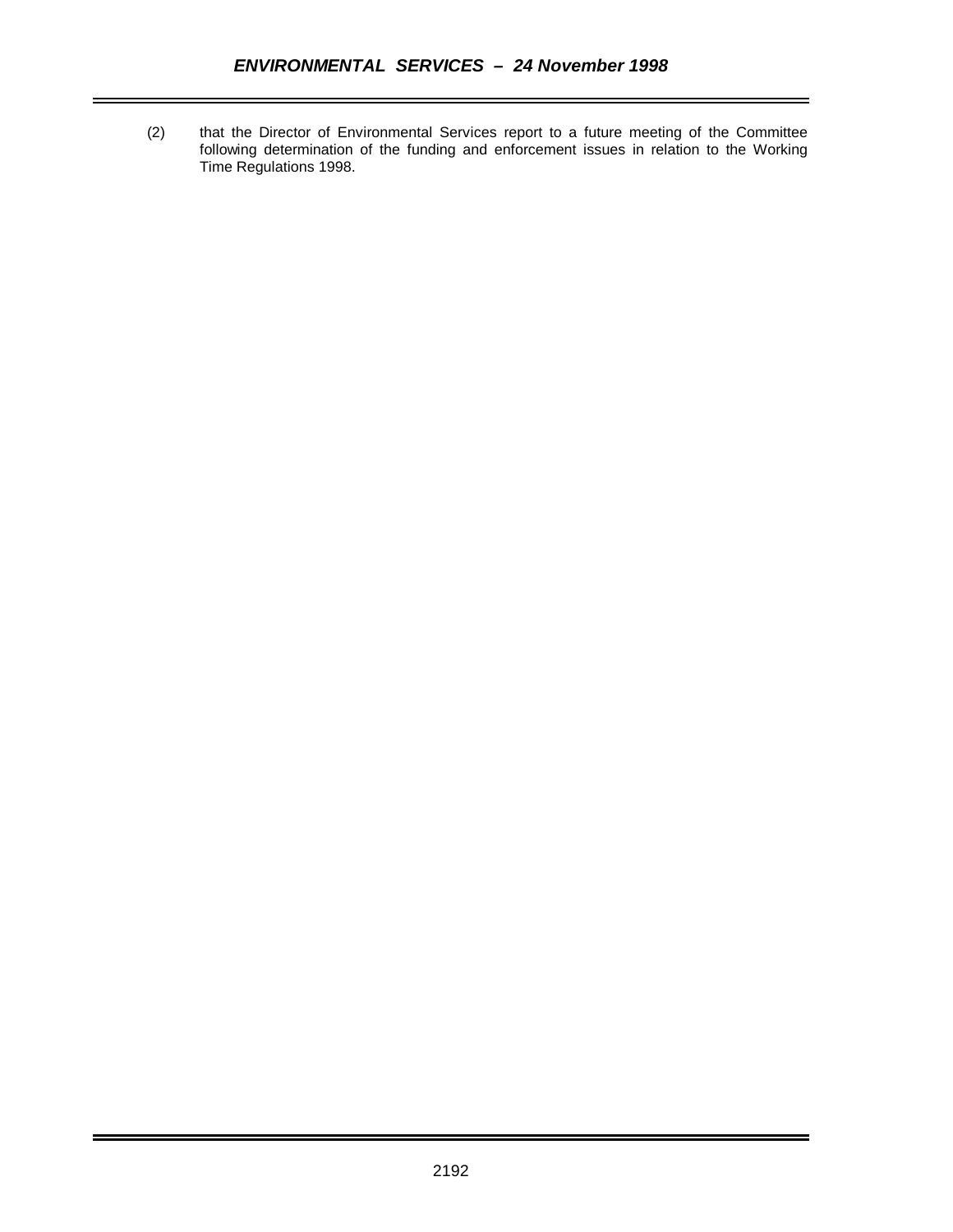(2) that the Director of Environmental Services report to a future meeting of the Committee following determination of the funding and enforcement issues in relation to the Working Time Regulations 1998.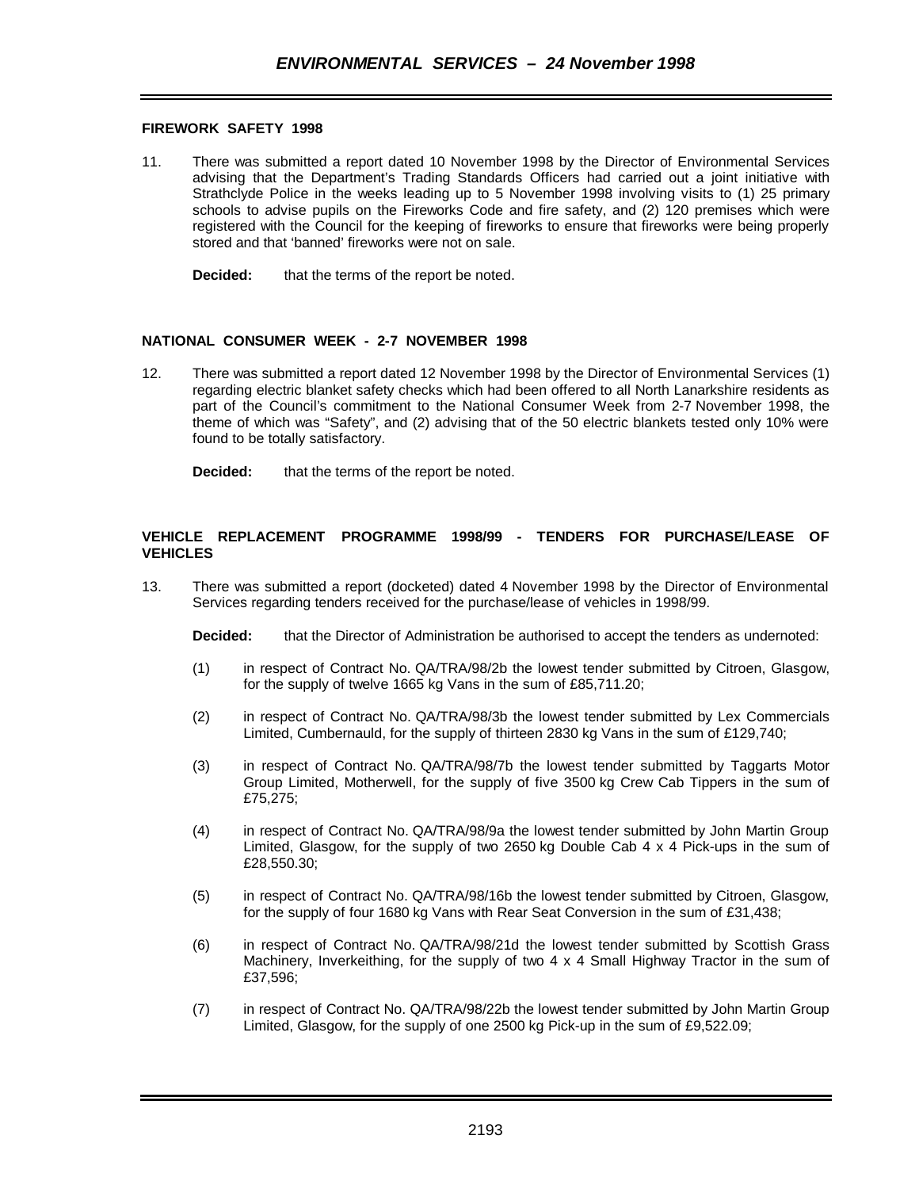### FIREWORK SAFETY 1998

11. There was submitted a report dated 10 November 1998 by the Director of Environmental Services advising that the Department's Trading Standards Officers had carried out a joint initiative with Strathclyde Police in the weeks leading up to 5 November 1998 involving visits to (1) 25 primary schools to advise pupils on the Fireworks Code and fire safety, and (2) 120 premises which were registered with the Council for the keeping of fireworks to ensure that fireworks were being properly stored and that 'banned' fireworks were not on sale.

    **Decided:** that the terms of the report be noted.

### NATIONAL CONSUMER WEEK - 2-7 NOVEMBER 1998

12. There was submitted a report dated 12 November 1998 by the Director of Environmental Services (1) regarding electric blanket safety checks which had been offered to all North Lanarkshire residents as part of the Council's commitment to the National Consumer Week from 2-7 November 1998, the theme of which was "Safety", and (2) advising that of the 50 electric blankets tested only 10% were found to be totally satisfactory.

    **Decided:** that the terms of the report be noted.

### VEHICLE REPLACEMENT PROGRAMME 1998/99 - TENDERS FOR PURCHASE/LEASE OF VEHICLES

13. There was submitted a report (docketed) dated 4 November 1998 by the Director of Environmental Services regarding tenders received for the purchase/lease of vehicles in 1998/99.

    **Decided:** that the Director of Administration be authorised to accept the tenders as undernoted:

    (1) in respect of Contract No. QA/TRA/98/2b the lowest tender submitted by Citroen, Glasgow, for the supply of twelve 1665 kg Vans in the sum of £85,711.20;

    (2) in respect of Contract No. QA/TRA/98/3b the lowest tender submitted by Lex Commercials Limited, Cumbernauld, for the supply of thirteen 2830 kg Vans in the sum of £129,740;

    (3) in respect of Contract No. QA/TRA/98/7b the lowest tender submitted by Taggarts Motor Group Limited, Motherwell, for the supply of five 3500 kg Crew Cab Tippers in the sum of £75,275;

    (4) in respect of Contract No. QA/TRA/98/9a the lowest tender submitted by John Martin Group Limited, Glasgow, for the supply of two 2650 kg Double Cab 4 x 4 Pick-ups in the sum of £28,550.30;

    (5) in respect of Contract No. QA/TRA/98/16b the lowest tender submitted by Citroen, Glasgow, for the supply of four 1680 kg Vans with Rear Seat Conversion in the sum of £31,438;

    (6) in respect of Contract No. QA/TRA/98/21d the lowest tender submitted by Scottish Grass Machinery, Inverkeithing, for the supply of two 4 x 4 Small Highway Tractor in the sum of £37,596;

    (7) in respect of Contract No. QA/TRA/98/22b the lowest tender submitted by John Martin Group Limited, Glasgow, for the supply of one 2500 kg Pick-up in the sum of £9,522.09;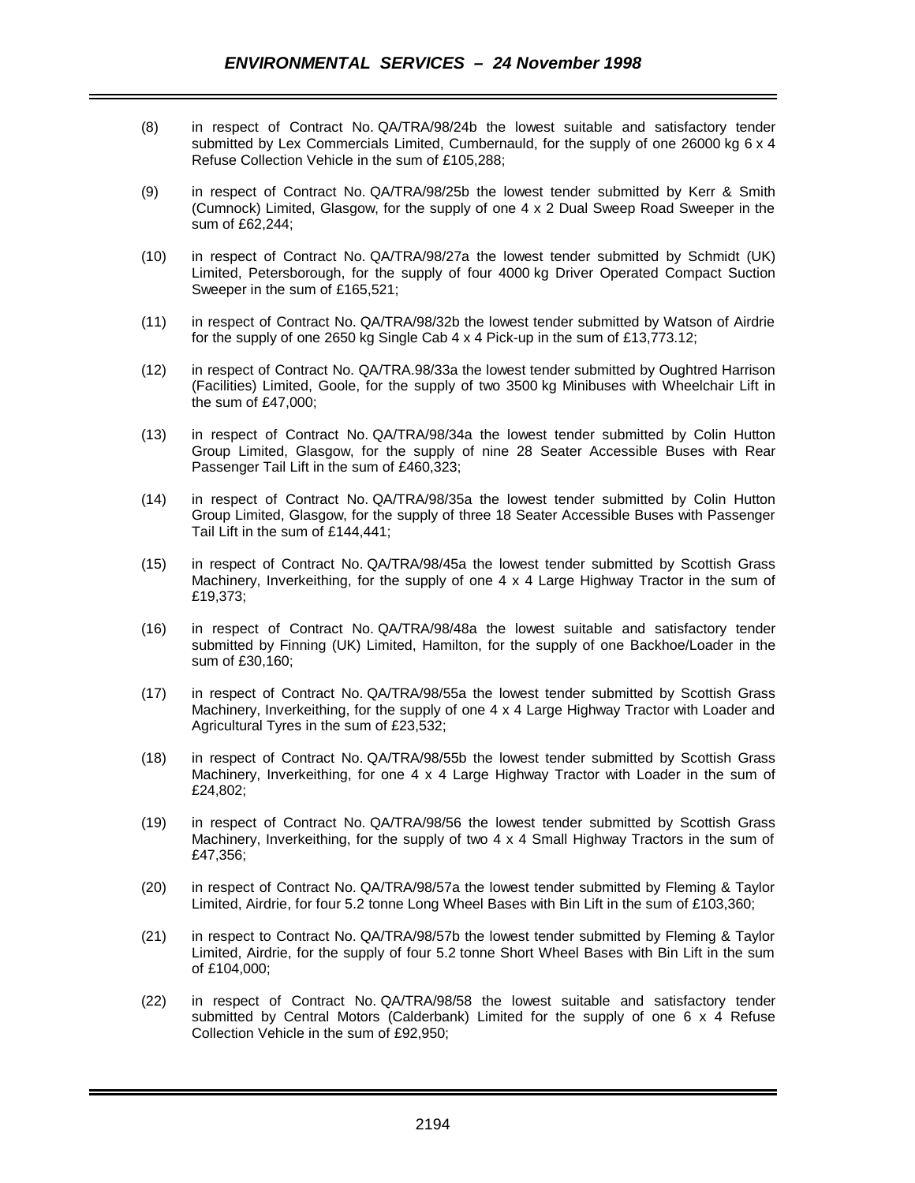(8) in respect of Contract No. QA/TRA/98/24b the lowest suitable and satisfactory tender submitted by Lex Commercials Limited, Cumbernauld, for the supply of one 26000 kg 6 x 4 Refuse Collection Vehicle in the sum of £105,288;

(9) in respect of Contract No. QA/TRA/98/25b the lowest tender submitted by Kerr & Smith (Cumnock) Limited, Glasgow, for the supply of one 4 x 2 Dual Sweep Road Sweeper in the sum of £62,244;

(10) in respect of Contract No. QA/TRA/98/27a the lowest tender submitted by Schmidt (UK) Limited, Petersborough, for the supply of four 4000 kg Driver Operated Compact Suction Sweeper in the sum of £165,521;

(11) in respect of Contract No. QA/TRA/98/32b the lowest tender submitted by Watson of Airdrie for the supply of one 2650 kg Single Cab 4 x 4 Pick-up in the sum of £13,773.12;

(12) in respect of Contract No. QA/TRA.98/33a the lowest tender submitted by Oughtred Harrison (Facilities) Limited, Goole, for the supply of two 3500 kg Minibuses with Wheelchair Lift in the sum of £47,000;

(13) in respect of Contract No. QA/TRA/98/34a the lowest tender submitted by Colin Hutton Group Limited, Glasgow, for the supply of nine 28 Seater Accessible Buses with Rear Passenger Tail Lift in the sum of £460,323;

(14) in respect of Contract No. QA/TRA/98/35a the lowest tender submitted by Colin Hutton Group Limited, Glasgow, for the supply of three 18 Seater Accessible Buses with Passenger Tail Lift in the sum of £144,441;

(15) in respect of Contract No. QA/TRA/98/45a the lowest tender submitted by Scottish Grass Machinery, Inverkeithing, for the supply of one 4 x 4 Large Highway Tractor in the sum of £19,373;

(16) in respect of Contract No. QA/TRA/98/48a the lowest suitable and satisfactory tender submitted by Finning (UK) Limited, Hamilton, for the supply of one Backhoe/Loader in the sum of £30,160;

(17) in respect of Contract No. QA/TRA/98/55a the lowest tender submitted by Scottish Grass Machinery, Inverkeithing, for the supply of one 4 x 4 Large Highway Tractor with Loader and Agricultural Tyres in the sum of £23,532;

(18) in respect of Contract No. QA/TRA/98/55b the lowest tender submitted by Scottish Grass Machinery, Inverkeithing, for one 4 x 4 Large Highway Tractor with Loader in the sum of £24,802;

(19) in respect of Contract No. QA/TRA/98/56 the lowest tender submitted by Scottish Grass Machinery, Inverkeithing, for the supply of two 4 x 4 Small Highway Tractors in the sum of £47,356;

(20) in respect of Contract No. QA/TRA/98/57a the lowest tender submitted by Fleming & Taylor Limited, Airdrie, for four 5.2 tonne Long Wheel Bases with Bin Lift in the sum of £103,360;

(21) in respect to Contract No. QA/TRA/98/57b the lowest tender submitted by Fleming & Taylor Limited, Airdrie, for the supply of four 5.2 tonne Short Wheel Bases with Bin Lift in the sum of £104,000;

(22) in respect of Contract No. QA/TRA/98/58 the lowest suitable and satisfactory tender submitted by Central Motors (Calderbank) Limited for the supply of one 6 x 4 Refuse Collection Vehicle in the sum of £92,950;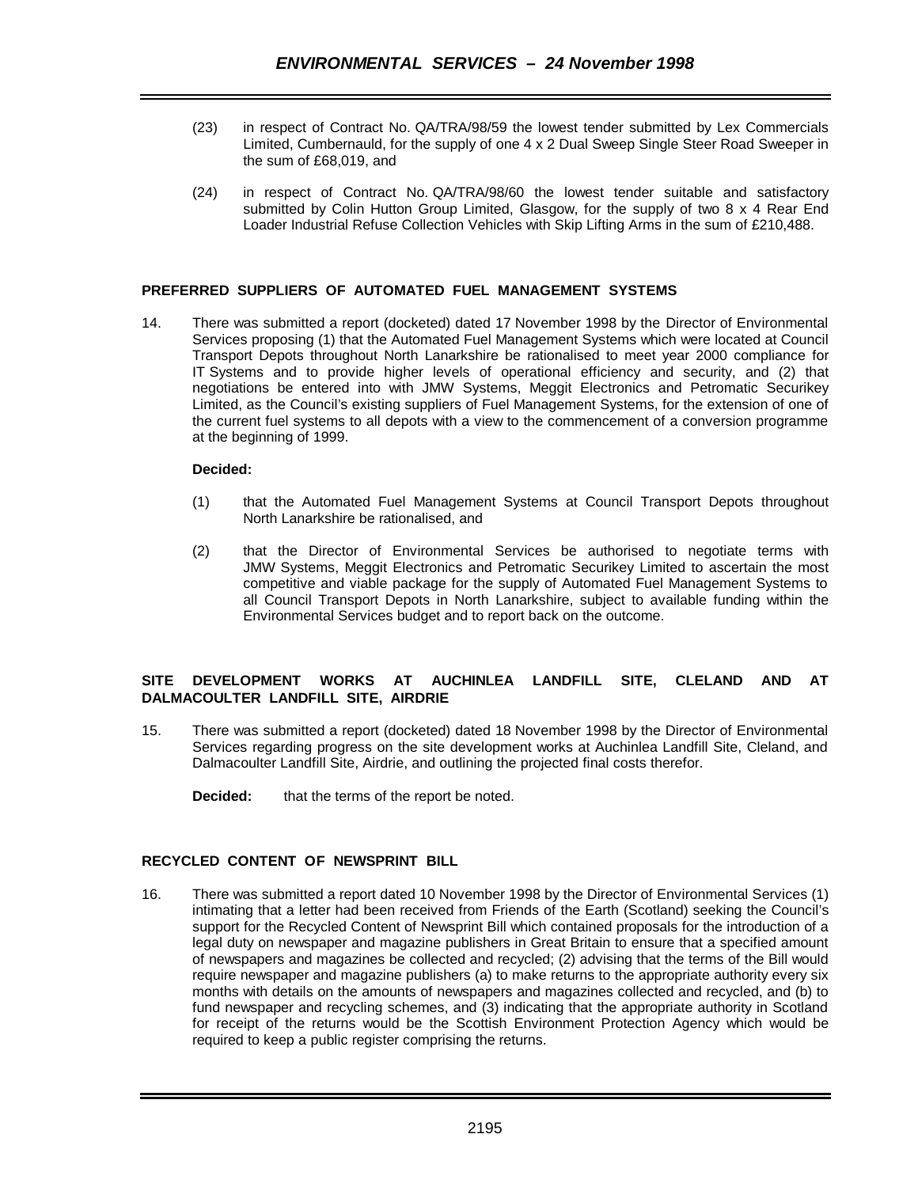(23) in respect of Contract No. QA/TRA/98/59 the lowest tender submitted by Lex Commercials Limited, Cumbernauld, for the supply of one 4 x 2 Dual Sweep Single Steer Road Sweeper in the sum of £68,019, and

(24) in respect of Contract No. QA/TRA/98/60 the lowest tender suitable and satisfactory submitted by Colin Hutton Group Limited, Glasgow, for the supply of two 8 x 4 Rear End Loader Industrial Refuse Collection Vehicles with Skip Lifting Arms in the sum of £210,488.

**PREFERRED SUPPLIERS OF AUTOMATED FUEL MANAGEMENT SYSTEMS**

14. There was submitted a report (docketed) dated 17 November 1998 by the Director of Environmental Services proposing (1) that the Automated Fuel Management Systems which were located at Council Transport Depots throughout North Lanarkshire be rationalised to meet year 2000 compliance for IT Systems and to provide higher levels of operational efficiency and security, and (2) that negotiations be entered into with JMW Systems, Meggit Electronics and Petromatic Securikey Limited, as the Council's existing suppliers of Fuel Management Systems, for the extension of one of the current fuel systems to all depots with a view to the commencement of a conversion programme at the beginning of 1999.

**Decided:**

(1) that the Automated Fuel Management Systems at Council Transport Depots throughout North Lanarkshire be rationalised, and

(2) that the Director of Environmental Services be authorised to negotiate terms with JMW Systems, Meggit Electronics and Petromatic Securikey Limited to ascertain the most competitive and viable package for the supply of Automated Fuel Management Systems to all Council Transport Depots in North Lanarkshire, subject to available funding within the Environmental Services budget and to report back on the outcome.

**SITE DEVELOPMENT WORKS AT AUCHINLEA LANDFILL SITE, CLELAND AND AT DALMACOULTER LANDFILL SITE, AIRDRIE**

15. There was submitted a report (docketed) dated 18 November 1998 by the Director of Environmental Services regarding progress on the site development works at Auchinlea Landfill Site, Cleland, and Dalmacoulter Landfill Site, Airdrie, and outlining the projected final costs therefor.

**Decided:** that the terms of the report be noted.

**RECYCLED CONTENT OF NEWSPRINT BILL**

16. There was submitted a report dated 10 November 1998 by the Director of Environmental Services (1) intimating that a letter had been received from Friends of the Earth (Scotland) seeking the Council's support for the Recycled Content of Newsprint Bill which contained proposals for the introduction of a legal duty on newspaper and magazine publishers in Great Britain to ensure that a specified amount of newspapers and magazines be collected and recycled; (2) advising that the terms of the Bill would require newspaper and magazine publishers (a) to make returns to the appropriate authority every six months with details on the amounts of newspapers and magazines collected and recycled, and (b) to fund newspaper and recycling schemes, and (3) indicating that the appropriate authority in Scotland for receipt of the returns would be the Scottish Environment Protection Agency which would be required to keep a public register comprising the returns.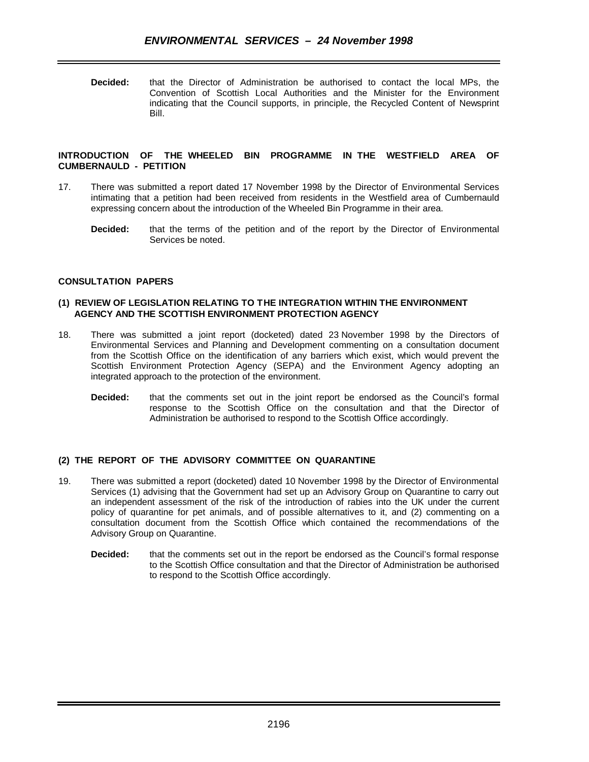**Decided:** that the Director of Administration be authorised to contact the local MPs, the Convention of Scottish Local Authorities and the Minister for the Environment indicating that the Council supports, in principle, the Recycled Content of Newsprint Bill.

**INTRODUCTION OF THE WHEELED BIN PROGRAMME IN THE WESTFIELD AREA OF CUMBERNAULD - PETITION**

17. There was submitted a report dated 17 November 1998 by the Director of Environmental Services intimating that a petition had been received from residents in the Westfield area of Cumbernauld expressing concern about the introduction of the Wheeled Bin Programme in their area.

    **Decided:** that the terms of the petition and of the report by the Director of Environmental Services be noted.

**CONSULTATION PAPERS**

**(1) REVIEW OF LEGISLATION RELATING TO THE INTEGRATION WITHIN THE ENVIRONMENT AGENCY AND THE SCOTTISH ENVIRONMENT PROTECTION AGENCY**

18. There was submitted a joint report (docketed) dated 23 November 1998 by the Directors of Environmental Services and Planning and Development commenting on a consultation document from the Scottish Office on the identification of any barriers which exist, which would prevent the Scottish Environment Protection Agency (SEPA) and the Environment Agency adopting an integrated approach to the protection of the environment.

    **Decided:** that the comments set out in the joint report be endorsed as the Council's formal response to the Scottish Office on the consultation and that the Director of Administration be authorised to respond to the Scottish Office accordingly.

**(2) THE REPORT OF THE ADVISORY COMMITTEE ON QUARANTINE**

19. There was submitted a report (docketed) dated 10 November 1998 by the Director of Environmental Services (1) advising that the Government had set up an Advisory Group on Quarantine to carry out an independent assessment of the risk of the introduction of rabies into the UK under the current policy of quarantine for pet animals, and of possible alternatives to it, and (2) commenting on a consultation document from the Scottish Office which contained the recommendations of the Advisory Group on Quarantine.

    **Decided:** that the comments set out in the report be endorsed as the Council's formal response to the Scottish Office consultation and that the Director of Administration be authorised to respond to the Scottish Office accordingly.